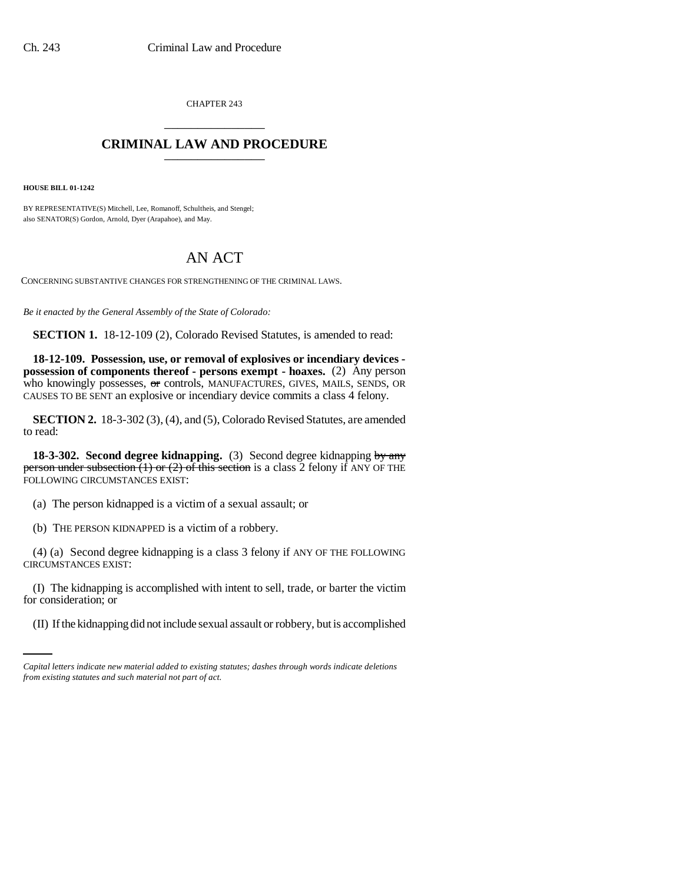CHAPTER 243

# CRIMINAL LAW AND PROCEDURE

**HOUSE BILL 01-1242**

BY REPRESENTATIVE(S) Mitchell, Lee, Romanoff, Schultheis, and Stengel;
also SENATOR(S) Gordon, Arnold, Dyer (Arapahoe), and May.

## AN ACT

CONCERNING SUBSTANTIVE CHANGES FOR STRENGTHENING OF THE CRIMINAL LAWS.

*Be it enacted by the General Assembly of the State of Colorado:*

**SECTION 1.** 18-12-109 (2), Colorado Revised Statutes, is amended to read:

**18-12-109. Possession, use, or removal of explosives or incendiary devices - possession of components thereof - persons exempt - hoaxes.** (2) Any person who knowingly possesses, ~~or~~ controls, MANUFACTURES, GIVES, MAILS, SENDS, OR CAUSES TO BE SENT an explosive or incendiary device commits a class 4 felony.

**SECTION 2.** 18-3-302 (3), (4), and (5), Colorado Revised Statutes, are amended to read:

**18-3-302. Second degree kidnapping.** (3) Second degree kidnapping ~~by any person under subsection (1) or (2) of this section~~ is a class 2 felony if ANY OF THE FOLLOWING CIRCUMSTANCES EXIST:

(a) The person kidnapped is a victim of a sexual assault; or

(b) THE PERSON KIDNAPPED is a victim of a robbery.

(4) (a) Second degree kidnapping is a class 3 felony if ANY OF THE FOLLOWING CIRCUMSTANCES EXIST:

(I) The kidnapping is accomplished with intent to sell, trade, or barter the victim for consideration; or

(II) If the kidnapping did not include sexual assault or robbery, but is accomplished

*Capital letters indicate new material added to existing statutes; dashes through words indicate deletions from existing statutes and such material not part of act.*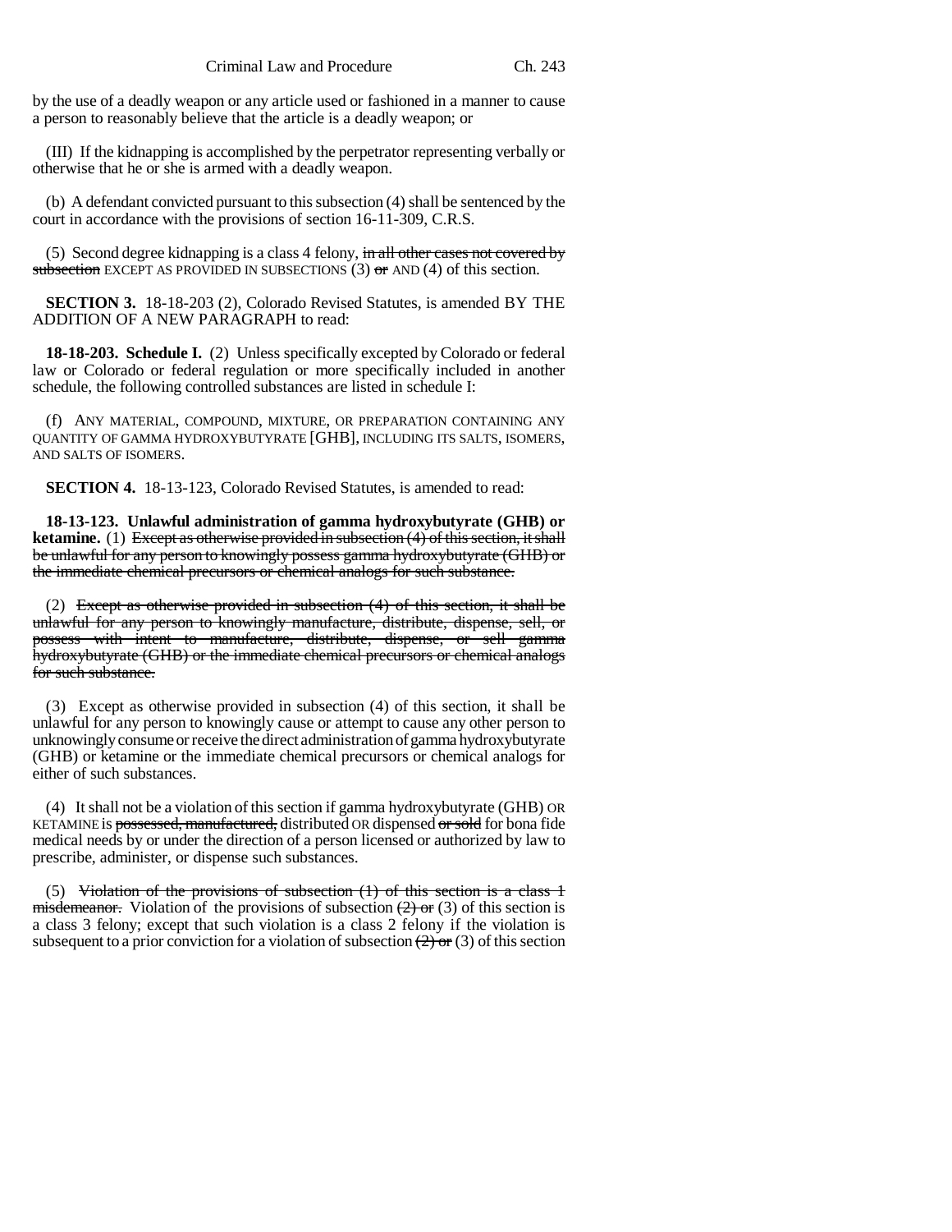by the use of a deadly weapon or any article used or fashioned in a manner to cause a person to reasonably believe that the article is a deadly weapon; or

(III) If the kidnapping is accomplished by the perpetrator representing verbally or otherwise that he or she is armed with a deadly weapon.

(b) A defendant convicted pursuant to this subsection (4) shall be sentenced by the court in accordance with the provisions of section 16-11-309, C.R.S.

(5) Second degree kidnapping is a class 4 felony, ~~in all other cases not covered by subsection~~ EXCEPT AS PROVIDED IN SUBSECTIONS (3) ~~or~~ AND (4) of this section.

**SECTION 3.** 18-18-203 (2), Colorado Revised Statutes, is amended BY THE ADDITION OF A NEW PARAGRAPH to read:

**18-18-203. Schedule I.** (2) Unless specifically excepted by Colorado or federal law or Colorado or federal regulation or more specifically included in another schedule, the following controlled substances are listed in schedule I:

(f) ANY MATERIAL, COMPOUND, MIXTURE, OR PREPARATION CONTAINING ANY QUANTITY OF GAMMA HYDROXYBUTYRATE [GHB], INCLUDING ITS SALTS, ISOMERS, AND SALTS OF ISOMERS.

**SECTION 4.** 18-13-123, Colorado Revised Statutes, is amended to read:

**18-13-123. Unlawful administration of gamma hydroxybutyrate (GHB) or ketamine.** (1) ~~Except as otherwise provided in subsection (4) of this section, it shall be unlawful for any person to knowingly possess gamma hydroxybutyrate (GHB) or the immediate chemical precursors or chemical analogs for such substance.~~

(2) ~~Except as otherwise provided in subsection (4) of this section, it shall be unlawful for any person to knowingly manufacture, distribute, dispense, sell, or possess with intent to manufacture, distribute, dispense, or sell gamma hydroxybutyrate (GHB) or the immediate chemical precursors or chemical analogs for such substance.~~

(3) Except as otherwise provided in subsection (4) of this section, it shall be unlawful for any person to knowingly cause or attempt to cause any other person to unknowingly consume or receive the direct administration of gamma hydroxybutyrate (GHB) or ketamine or the immediate chemical precursors or chemical analogs for either of such substances.

(4) It shall not be a violation of this section if gamma hydroxybutyrate (GHB) OR KETAMINE is ~~possessed, manufactured,~~ distributed OR dispensed ~~or sold~~ for bona fide medical needs by or under the direction of a person licensed or authorized by law to prescribe, administer, or dispense such substances.

(5) ~~Violation of the provisions of subsection (1) of this section is a class 1 misdemeanor.~~ Violation of the provisions of subsection ~~(2) or~~ (3) of this section is a class 3 felony; except that such violation is a class 2 felony if the violation is subsequent to a prior conviction for a violation of subsection ~~(2) or~~ (3) of this section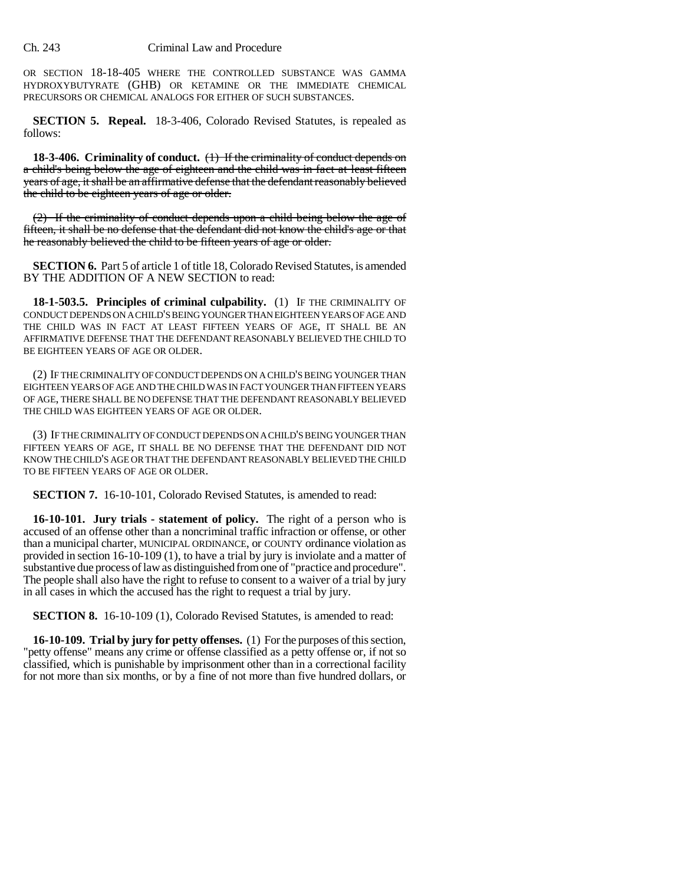OR SECTION 18-18-405 WHERE THE CONTROLLED SUBSTANCE WAS GAMMA HYDROXYBUTYRATE (GHB) OR KETAMINE OR THE IMMEDIATE CHEMICAL PRECURSORS OR CHEMICAL ANALOGS FOR EITHER OF SUCH SUBSTANCES.

**SECTION 5. Repeal.** 18-3-406, Colorado Revised Statutes, is repealed as follows:

**18-3-406. Criminality of conduct.** ~~(1) If the criminality of conduct depends on a child's being below the age of eighteen and the child was in fact at least fifteen years of age, it shall be an affirmative defense that the defendant reasonably believed the child to be eighteen years of age or older.~~

~~(2) If the criminality of conduct depends upon a child being below the age of fifteen, it shall be no defense that the defendant did not know the child's age or that he reasonably believed the child to be fifteen years of age or older.~~

**SECTION 6.** Part 5 of article 1 of title 18, Colorado Revised Statutes, is amended BY THE ADDITION OF A NEW SECTION to read:

**18-1-503.5. Principles of criminal culpability.** (1) IF THE CRIMINALITY OF CONDUCT DEPENDS ON A CHILD'S BEING YOUNGER THAN EIGHTEEN YEARS OF AGE AND THE CHILD WAS IN FACT AT LEAST FIFTEEN YEARS OF AGE, IT SHALL BE AN AFFIRMATIVE DEFENSE THAT THE DEFENDANT REASONABLY BELIEVED THE CHILD TO BE EIGHTEEN YEARS OF AGE OR OLDER.

(2) IF THE CRIMINALITY OF CONDUCT DEPENDS ON A CHILD'S BEING YOUNGER THAN EIGHTEEN YEARS OF AGE AND THE CHILD WAS IN FACT YOUNGER THAN FIFTEEN YEARS OF AGE, THERE SHALL BE NO DEFENSE THAT THE DEFENDANT REASONABLY BELIEVED THE CHILD WAS EIGHTEEN YEARS OF AGE OR OLDER.

(3) IF THE CRIMINALITY OF CONDUCT DEPENDS ON A CHILD'S BEING YOUNGER THAN FIFTEEN YEARS OF AGE, IT SHALL BE NO DEFENSE THAT THE DEFENDANT DID NOT KNOW THE CHILD'S AGE OR THAT THE DEFENDANT REASONABLY BELIEVED THE CHILD TO BE FIFTEEN YEARS OF AGE OR OLDER.

**SECTION 7.** 16-10-101, Colorado Revised Statutes, is amended to read:

**16-10-101. Jury trials - statement of policy.** The right of a person who is accused of an offense other than a noncriminal traffic infraction or offense, or other than a municipal charter, MUNICIPAL ORDINANCE, or COUNTY ordinance violation as provided in section 16-10-109 (1), to have a trial by jury is inviolate and a matter of substantive due process of law as distinguished from one of "practice and procedure". The people shall also have the right to refuse to consent to a waiver of a trial by jury in all cases in which the accused has the right to request a trial by jury.

**SECTION 8.** 16-10-109 (1), Colorado Revised Statutes, is amended to read:

**16-10-109. Trial by jury for petty offenses.** (1) For the purposes of this section, "petty offense" means any crime or offense classified as a petty offense or, if not so classified, which is punishable by imprisonment other than in a correctional facility for not more than six months, or by a fine of not more than five hundred dollars, or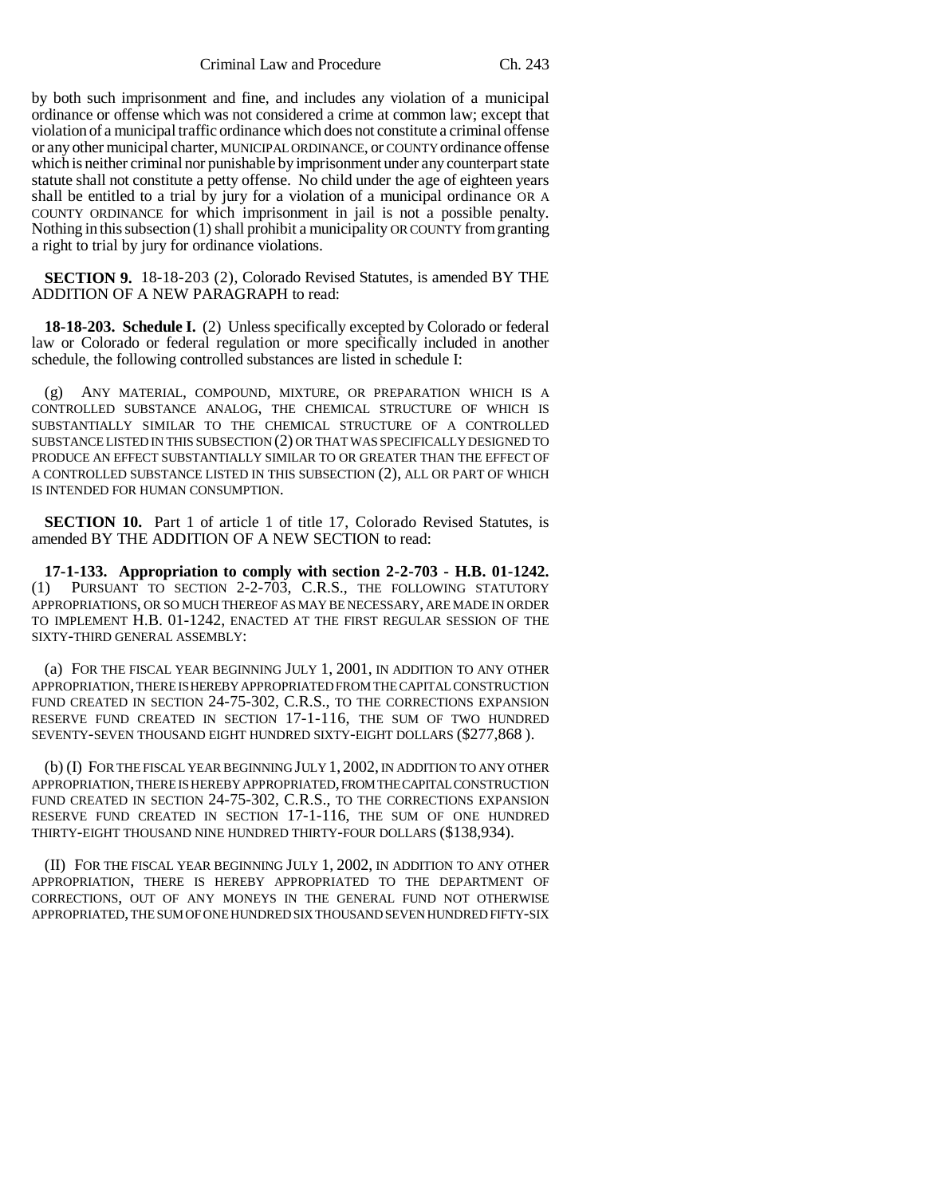by both such imprisonment and fine, and includes any violation of a municipal ordinance or offense which was not considered a crime at common law; except that violation of a municipal traffic ordinance which does not constitute a criminal offense or any other municipal charter, MUNICIPAL ORDINANCE, or COUNTY ordinance offense which is neither criminal nor punishable by imprisonment under any counterpart state statute shall not constitute a petty offense. No child under the age of eighteen years shall be entitled to a trial by jury for a violation of a municipal ordinance OR A COUNTY ORDINANCE for which imprisonment in jail is not a possible penalty. Nothing in this subsection (1) shall prohibit a municipality OR COUNTY from granting a right to trial by jury for ordinance violations.

**SECTION 9.** 18-18-203 (2), Colorado Revised Statutes, is amended BY THE ADDITION OF A NEW PARAGRAPH to read:

**18-18-203. Schedule I.** (2) Unless specifically excepted by Colorado or federal law or Colorado or federal regulation or more specifically included in another schedule, the following controlled substances are listed in schedule I:

(g) ANY MATERIAL, COMPOUND, MIXTURE, OR PREPARATION WHICH IS A CONTROLLED SUBSTANCE ANALOG, THE CHEMICAL STRUCTURE OF WHICH IS SUBSTANTIALLY SIMILAR TO THE CHEMICAL STRUCTURE OF A CONTROLLED SUBSTANCE LISTED IN THIS SUBSECTION (2) OR THAT WAS SPECIFICALLY DESIGNED TO PRODUCE AN EFFECT SUBSTANTIALLY SIMILAR TO OR GREATER THAN THE EFFECT OF A CONTROLLED SUBSTANCE LISTED IN THIS SUBSECTION (2), ALL OR PART OF WHICH IS INTENDED FOR HUMAN CONSUMPTION.

**SECTION 10.** Part 1 of article 1 of title 17, Colorado Revised Statutes, is amended BY THE ADDITION OF A NEW SECTION to read:

**17-1-133. Appropriation to comply with section 2-2-703 - H.B. 01-1242.** (1) PURSUANT TO SECTION 2-2-703, C.R.S., THE FOLLOWING STATUTORY APPROPRIATIONS, OR SO MUCH THEREOF AS MAY BE NECESSARY, ARE MADE IN ORDER TO IMPLEMENT H.B. 01-1242, ENACTED AT THE FIRST REGULAR SESSION OF THE SIXTY-THIRD GENERAL ASSEMBLY:

(a) FOR THE FISCAL YEAR BEGINNING JULY 1, 2001, IN ADDITION TO ANY OTHER APPROPRIATION, THERE IS HEREBY APPROPRIATED FROM THE CAPITAL CONSTRUCTION FUND CREATED IN SECTION 24-75-302, C.R.S., TO THE CORRECTIONS EXPANSION RESERVE FUND CREATED IN SECTION 17-1-116, THE SUM OF TWO HUNDRED SEVENTY-SEVEN THOUSAND EIGHT HUNDRED SIXTY-EIGHT DOLLARS ($277,868 ).

(b) (I) FOR THE FISCAL YEAR BEGINNING JULY 1, 2002, IN ADDITION TO ANY OTHER APPROPRIATION, THERE IS HEREBY APPROPRIATED, FROM THE CAPITAL CONSTRUCTION FUND CREATED IN SECTION 24-75-302, C.R.S., TO THE CORRECTIONS EXPANSION RESERVE FUND CREATED IN SECTION 17-1-116, THE SUM OF ONE HUNDRED THIRTY-EIGHT THOUSAND NINE HUNDRED THIRTY-FOUR DOLLARS ($138,934).

(II) FOR THE FISCAL YEAR BEGINNING JULY 1, 2002, IN ADDITION TO ANY OTHER APPROPRIATION, THERE IS HEREBY APPROPRIATED TO THE DEPARTMENT OF CORRECTIONS, OUT OF ANY MONEYS IN THE GENERAL FUND NOT OTHERWISE APPROPRIATED, THE SUM OF ONE HUNDRED SIX THOUSAND SEVEN HUNDRED FIFTY-SIX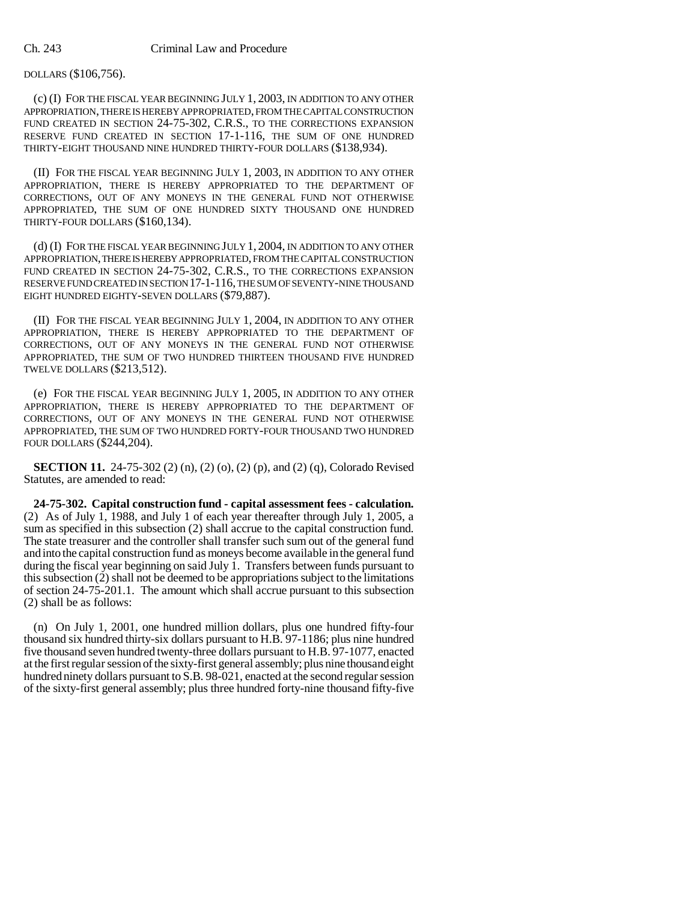DOLLARS ($106,756).

(c) (I) FOR THE FISCAL YEAR BEGINNING JULY 1, 2003, IN ADDITION TO ANY OTHER APPROPRIATION, THERE IS HEREBY APPROPRIATED, FROM THE CAPITAL CONSTRUCTION FUND CREATED IN SECTION 24-75-302, C.R.S., TO THE CORRECTIONS EXPANSION RESERVE FUND CREATED IN SECTION 17-1-116, THE SUM OF ONE HUNDRED THIRTY-EIGHT THOUSAND NINE HUNDRED THIRTY-FOUR DOLLARS ($138,934).

(II) FOR THE FISCAL YEAR BEGINNING JULY 1, 2003, IN ADDITION TO ANY OTHER APPROPRIATION, THERE IS HEREBY APPROPRIATED TO THE DEPARTMENT OF CORRECTIONS, OUT OF ANY MONEYS IN THE GENERAL FUND NOT OTHERWISE APPROPRIATED, THE SUM OF ONE HUNDRED SIXTY THOUSAND ONE HUNDRED THIRTY-FOUR DOLLARS ($160,134).

(d) (I) FOR THE FISCAL YEAR BEGINNING JULY 1, 2004, IN ADDITION TO ANY OTHER APPROPRIATION, THERE IS HEREBY APPROPRIATED, FROM THE CAPITAL CONSTRUCTION FUND CREATED IN SECTION 24-75-302, C.R.S., TO THE CORRECTIONS EXPANSION RESERVE FUND CREATED IN SECTION 17-1-116, THE SUM OF SEVENTY-NINE THOUSAND EIGHT HUNDRED EIGHTY-SEVEN DOLLARS ($79,887).

(II) FOR THE FISCAL YEAR BEGINNING JULY 1, 2004, IN ADDITION TO ANY OTHER APPROPRIATION, THERE IS HEREBY APPROPRIATED TO THE DEPARTMENT OF CORRECTIONS, OUT OF ANY MONEYS IN THE GENERAL FUND NOT OTHERWISE APPROPRIATED, THE SUM OF TWO HUNDRED THIRTEEN THOUSAND FIVE HUNDRED TWELVE DOLLARS ($213,512).

(e) FOR THE FISCAL YEAR BEGINNING JULY 1, 2005, IN ADDITION TO ANY OTHER APPROPRIATION, THERE IS HEREBY APPROPRIATED TO THE DEPARTMENT OF CORRECTIONS, OUT OF ANY MONEYS IN THE GENERAL FUND NOT OTHERWISE APPROPRIATED, THE SUM OF TWO HUNDRED FORTY-FOUR THOUSAND TWO HUNDRED FOUR DOLLARS ($244,204).

**SECTION 11.** 24-75-302 (2) (n), (2) (o), (2) (p), and (2) (q), Colorado Revised Statutes, are amended to read:

**24-75-302. Capital construction fund - capital assessment fees - calculation.** (2) As of July 1, 1988, and July 1 of each year thereafter through July 1, 2005, a sum as specified in this subsection (2) shall accrue to the capital construction fund. The state treasurer and the controller shall transfer such sum out of the general fund and into the capital construction fund as moneys become available in the general fund during the fiscal year beginning on said July 1. Transfers between funds pursuant to this subsection (2) shall not be deemed to be appropriations subject to the limitations of section 24-75-201.1. The amount which shall accrue pursuant to this subsection (2) shall be as follows:

(n) On July 1, 2001, one hundred million dollars, plus one hundred fifty-four thousand six hundred thirty-six dollars pursuant to H.B. 97-1186; plus nine hundred five thousand seven hundred twenty-three dollars pursuant to H.B. 97-1077, enacted at the first regular session of the sixty-first general assembly; plus nine thousand eight hundred ninety dollars pursuant to S.B. 98-021, enacted at the second regular session of the sixty-first general assembly; plus three hundred forty-nine thousand fifty-five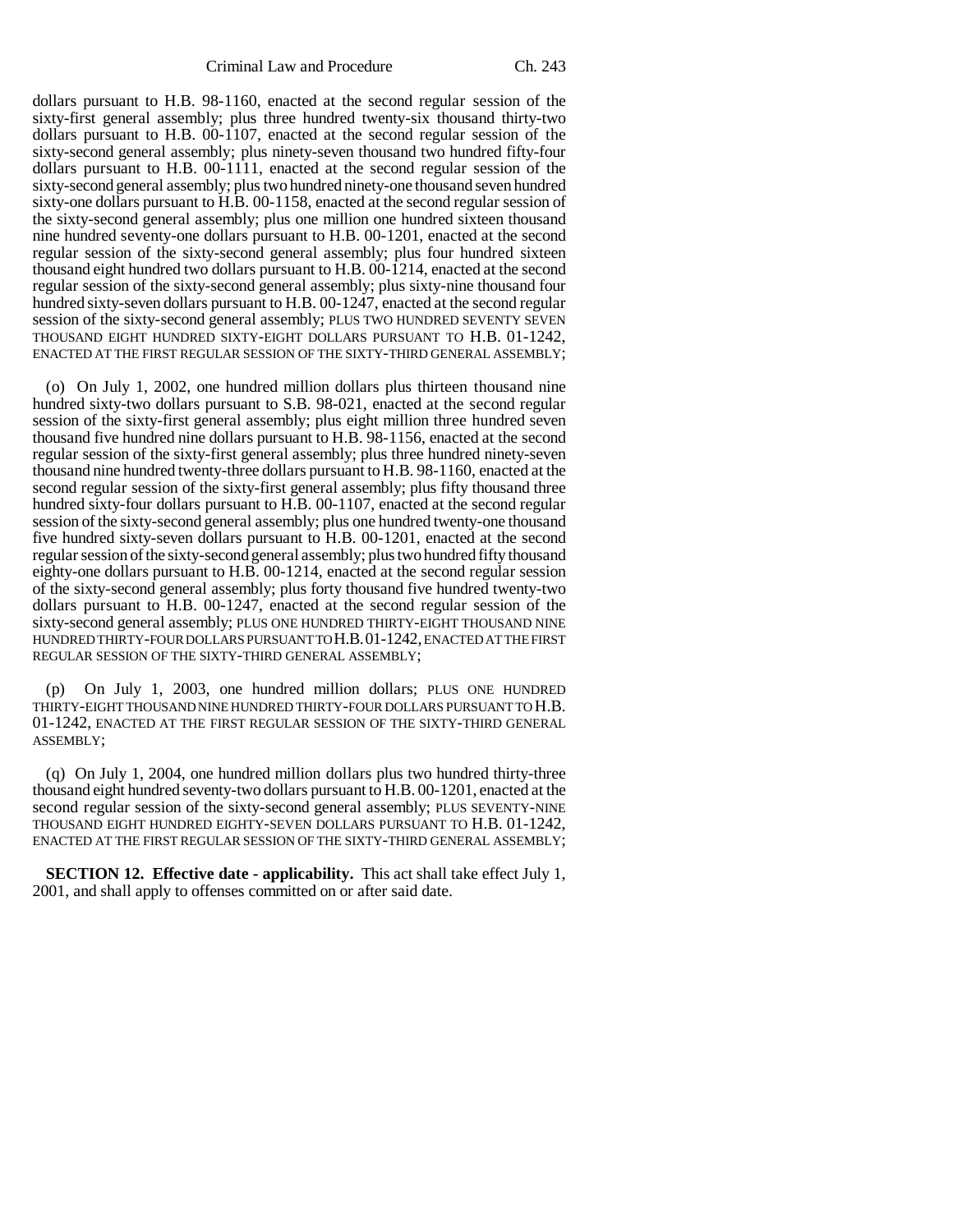dollars pursuant to H.B. 98-1160, enacted at the second regular session of the sixty-first general assembly; plus three hundred twenty-six thousand thirty-two dollars pursuant to H.B. 00-1107, enacted at the second regular session of the sixty-second general assembly; plus ninety-seven thousand two hundred fifty-four dollars pursuant to H.B. 00-1111, enacted at the second regular session of the sixty-second general assembly; plus two hundred ninety-one thousand seven hundred sixty-one dollars pursuant to H.B. 00-1158, enacted at the second regular session of the sixty-second general assembly; plus one million one hundred sixteen thousand nine hundred seventy-one dollars pursuant to H.B. 00-1201, enacted at the second regular session of the sixty-second general assembly; plus four hundred sixteen thousand eight hundred two dollars pursuant to H.B. 00-1214, enacted at the second regular session of the sixty-second general assembly; plus sixty-nine thousand four hundred sixty-seven dollars pursuant to H.B. 00-1247, enacted at the second regular session of the sixty-second general assembly; PLUS TWO HUNDRED SEVENTY SEVEN THOUSAND EIGHT HUNDRED SIXTY-EIGHT DOLLARS PURSUANT TO H.B. 01-1242, ENACTED AT THE FIRST REGULAR SESSION OF THE SIXTY-THIRD GENERAL ASSEMBLY;

(o) On July 1, 2002, one hundred million dollars plus thirteen thousand nine hundred sixty-two dollars pursuant to S.B. 98-021, enacted at the second regular session of the sixty-first general assembly; plus eight million three hundred seven thousand five hundred nine dollars pursuant to H.B. 98-1156, enacted at the second regular session of the sixty-first general assembly; plus three hundred ninety-seven thousand nine hundred twenty-three dollars pursuant to H.B. 98-1160, enacted at the second regular session of the sixty-first general assembly; plus fifty thousand three hundred sixty-four dollars pursuant to H.B. 00-1107, enacted at the second regular session of the sixty-second general assembly; plus one hundred twenty-one thousand five hundred sixty-seven dollars pursuant to H.B. 00-1201, enacted at the second regular session of the sixty-second general assembly; plus two hundred fifty thousand eighty-one dollars pursuant to H.B. 00-1214, enacted at the second regular session of the sixty-second general assembly; plus forty thousand five hundred twenty-two dollars pursuant to H.B. 00-1247, enacted at the second regular session of the sixty-second general assembly; PLUS ONE HUNDRED THIRTY-EIGHT THOUSAND NINE HUNDRED THIRTY-FOUR DOLLARS PURSUANT TO H.B. 01-1242, ENACTED AT THE FIRST REGULAR SESSION OF THE SIXTY-THIRD GENERAL ASSEMBLY;

(p) On July 1, 2003, one hundred million dollars; PLUS ONE HUNDRED THIRTY-EIGHT THOUSAND NINE HUNDRED THIRTY-FOUR DOLLARS PURSUANT TO H.B. 01-1242, ENACTED AT THE FIRST REGULAR SESSION OF THE SIXTY-THIRD GENERAL ASSEMBLY;

(q) On July 1, 2004, one hundred million dollars plus two hundred thirty-three thousand eight hundred seventy-two dollars pursuant to H.B. 00-1201, enacted at the second regular session of the sixty-second general assembly; PLUS SEVENTY-NINE THOUSAND EIGHT HUNDRED EIGHTY-SEVEN DOLLARS PURSUANT TO H.B. 01-1242, ENACTED AT THE FIRST REGULAR SESSION OF THE SIXTY-THIRD GENERAL ASSEMBLY;

**SECTION 12. Effective date - applicability.** This act shall take effect July 1, 2001, and shall apply to offenses committed on or after said date.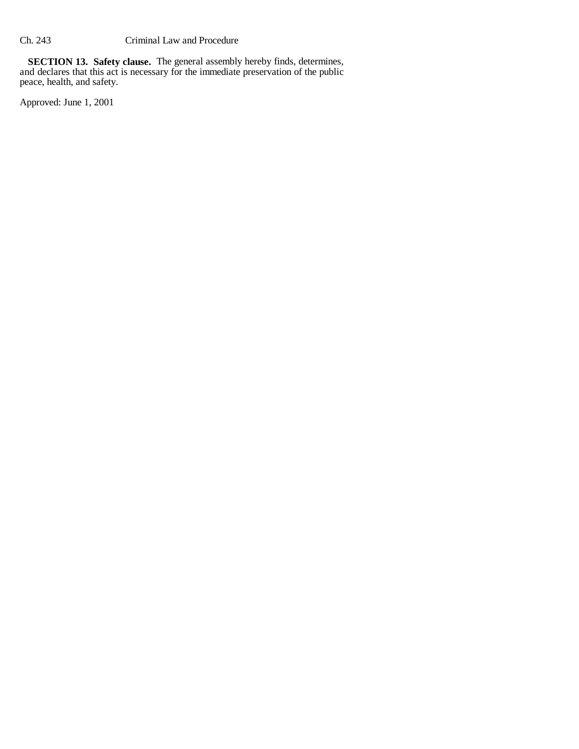**SECTION 13. Safety clause.** The general assembly hereby finds, determines, and declares that this act is necessary for the immediate preservation of the public peace, health, and safety.

Approved: June 1, 2001